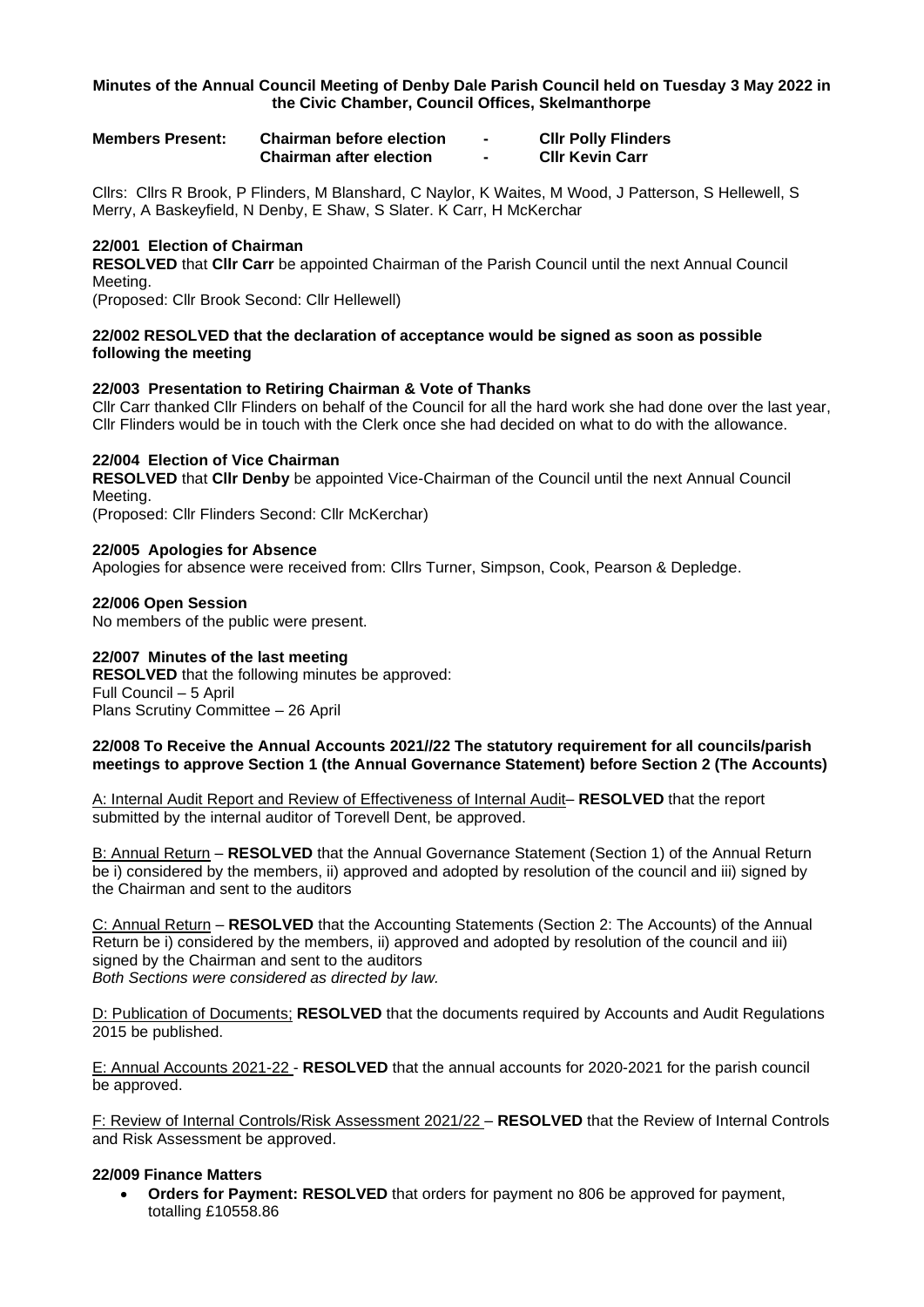**Minutes of the Annual Council Meeting of Denby Dale Parish Council held on Tuesday 3 May 2022 in the Civic Chamber, Council Offices, Skelmanthorpe**

| **Members Present:** | **Chairman before election** | **-** | **Cllr Polly Flinders** |
|---|---|---|---|
| | **Chairman after election** | **-** | **Cllr Kevin Carr** |

Cllrs: Cllrs R Brook, P Flinders, M Blanshard, C Naylor, K Waites, M Wood, J Patterson, S Hellewell, S Merry, A Baskeyfield, N Denby, E Shaw, S Slater. K Carr, H McKerchar

### 22/001 Election of Chairman

**RESOLVED** that **Cllr Carr** be appointed Chairman of the Parish Council until the next Annual Council Meeting.
(Proposed: Cllr Brook Second: Cllr Hellewell)

### 22/002 RESOLVED that the declaration of acceptance would be signed as soon as possible following the meeting

### 22/003 Presentation to Retiring Chairman & Vote of Thanks

Cllr Carr thanked Cllr Flinders on behalf of the Council for all the hard work she had done over the last year, Cllr Flinders would be in touch with the Clerk once she had decided on what to do with the allowance.

### 22/004 Election of Vice Chairman

**RESOLVED** that **Cllr Denby** be appointed Vice-Chairman of the Council until the next Annual Council Meeting.
(Proposed: Cllr Flinders Second: Cllr McKerchar)

### 22/005 Apologies for Absence

Apologies for absence were received from: Cllrs Turner, Simpson, Cook, Pearson & Depledge.

### 22/006 Open Session

No members of the public were present.

### 22/007 Minutes of the last meeting

**RESOLVED** that the following minutes be approved:
Full Council – 5 April
Plans Scrutiny Committee – 26 April

### 22/008 To Receive the Annual Accounts 2021//22 The statutory requirement for all councils/parish meetings to approve Section 1 (the Annual Governance Statement) before Section 2 (The Accounts)

A: Internal Audit Report and Review of Effectiveness of Internal Audit– **RESOLVED** that the report submitted by the internal auditor of Torevell Dent, be approved.

B: Annual Return – **RESOLVED** that the Annual Governance Statement (Section 1) of the Annual Return be i) considered by the members, ii) approved and adopted by resolution of the council and iii) signed by the Chairman and sent to the auditors

C: Annual Return – **RESOLVED** that the Accounting Statements (Section 2: The Accounts) of the Annual Return be i) considered by the members, ii) approved and adopted by resolution of the council and iii) signed by the Chairman and sent to the auditors
*Both Sections were considered as directed by law.*

D: Publication of Documents; **RESOLVED** that the documents required by Accounts and Audit Regulations 2015 be published.

E: Annual Accounts 2021-22 - **RESOLVED** that the annual accounts for 2020-2021 for the parish council be approved.

F: Review of Internal Controls/Risk Assessment 2021/22 – **RESOLVED** that the Review of Internal Controls and Risk Assessment be approved.

### 22/009 Finance Matters

- **Orders for Payment: RESOLVED** that orders for payment no 806 be approved for payment, totalling £10558.86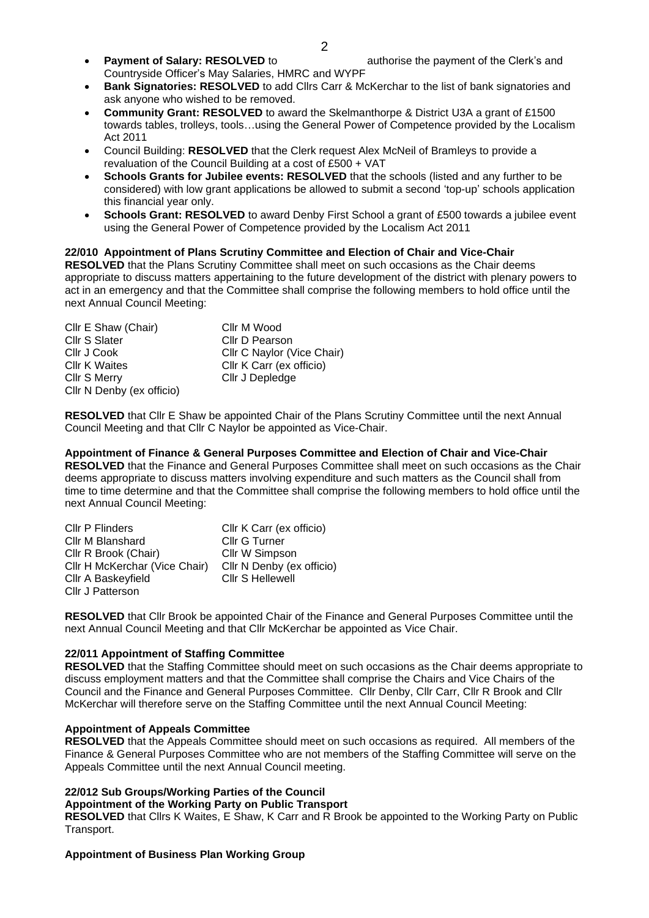- **Payment of Salary: RESOLVED** to authorise the payment of the Clerk's and Countryside Officer's May Salaries, HMRC and WYPF
- **Bank Signatories: RESOLVED** to add Cllrs Carr & McKerchar to the list of bank signatories and ask anyone who wished to be removed.
- **Community Grant: RESOLVED** to award the Skelmanthorpe & District U3A a grant of £1500 towards tables, trolleys, tools…using the General Power of Competence provided by the Localism Act 2011
- Council Building: **RESOLVED** that the Clerk request Alex McNeil of Bramleys to provide a revaluation of the Council Building at a cost of £500 + VAT
- **Schools Grants for Jubilee events: RESOLVED** that the schools (listed and any further to be considered) with low grant applications be allowed to submit a second 'top-up' schools application this financial year only.
- **Schools Grant: RESOLVED** to award Denby First School a grant of £500 towards a jubilee event using the General Power of Competence provided by the Localism Act 2011

**22/010 Appointment of Plans Scrutiny Committee and Election of Chair and Vice-Chair**
**RESOLVED** that the Plans Scrutiny Committee shall meet on such occasions as the Chair deems appropriate to discuss matters appertaining to the future development of the district with plenary powers to act in an emergency and that the Committee shall comprise the following members to hold office until the next Annual Council Meeting:

| | |
|---|---|
| Cllr E Shaw (Chair) | Cllr M Wood |
| Cllr S Slater | Cllr D Pearson |
| Cllr J Cook | Cllr C Naylor (Vice Chair) |
| Cllr K Waites | Cllr K Carr (ex officio) |
| Cllr S Merry | Cllr J Depledge |
| Cllr N Denby (ex officio) | |

**RESOLVED** that Cllr E Shaw be appointed Chair of the Plans Scrutiny Committee until the next Annual Council Meeting and that Cllr C Naylor be appointed as Vice-Chair.

**Appointment of Finance & General Purposes Committee and Election of Chair and Vice-Chair**
**RESOLVED** that the Finance and General Purposes Committee shall meet on such occasions as the Chair deems appropriate to discuss matters involving expenditure and such matters as the Council shall from time to time determine and that the Committee shall comprise the following members to hold office until the next Annual Council Meeting:

| | |
|---|---|
| Cllr P Flinders | Cllr K Carr (ex officio) |
| Cllr M Blanshard | Cllr G Turner |
| Cllr R Brook (Chair) | Cllr W Simpson |
| Cllr H McKerchar (Vice Chair) | Cllr N Denby (ex officio) |
| Cllr A Baskeyfield | Cllr S Hellewell |
| Cllr J Patterson | |

**RESOLVED** that Cllr Brook be appointed Chair of the Finance and General Purposes Committee until the next Annual Council Meeting and that Cllr McKerchar be appointed as Vice Chair.

**22/011 Appointment of Staffing Committee**
**RESOLVED** that the Staffing Committee should meet on such occasions as the Chair deems appropriate to discuss employment matters and that the Committee shall comprise the Chairs and Vice Chairs of the Council and the Finance and General Purposes Committee. Cllr Denby, Cllr Carr, Cllr R Brook and Cllr McKerchar will therefore serve on the Staffing Committee until the next Annual Council Meeting:

**Appointment of Appeals Committee**
**RESOLVED** that the Appeals Committee should meet on such occasions as required. All members of the Finance & General Purposes Committee who are not members of the Staffing Committee will serve on the Appeals Committee until the next Annual Council meeting.

**22/012 Sub Groups/Working Parties of the Council**
**Appointment of the Working Party on Public Transport**
**RESOLVED** that Cllrs K Waites, E Shaw, K Carr and R Brook be appointed to the Working Party on Public Transport.

**Appointment of Business Plan Working Group**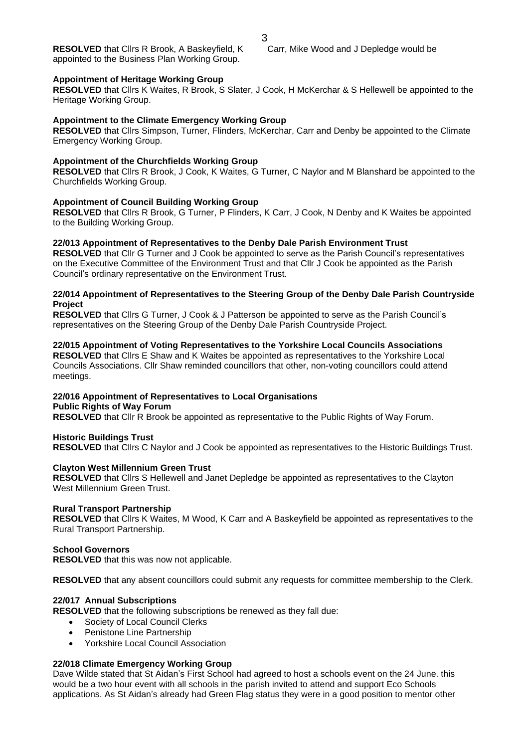**RESOLVED** that Cllrs R Brook, A Baskeyfield, K Carr, Mike Wood and J Depledge would be appointed to the Business Plan Working Group.

**Appointment of Heritage Working Group**
**RESOLVED** that Cllrs K Waites, R Brook, S Slater, J Cook, H McKerchar & S Hellewell be appointed to the Heritage Working Group.

**Appointment to the Climate Emergency Working Group**
**RESOLVED** that Cllrs Simpson, Turner, Flinders, McKerchar, Carr and Denby be appointed to the Climate Emergency Working Group.

**Appointment of the Churchfields Working Group**
**RESOLVED** that Cllrs R Brook, J Cook, K Waites, G Turner, C Naylor and M Blanshard be appointed to the Churchfields Working Group.

**Appointment of Council Building Working Group**
**RESOLVED** that Cllrs R Brook, G Turner, P Flinders, K Carr, J Cook, N Denby and K Waites be appointed to the Building Working Group.

**22/013 Appointment of Representatives to the Denby Dale Parish Environment Trust**
**RESOLVED** that Cllr G Turner and J Cook be appointed to serve as the Parish Council's representatives on the Executive Committee of the Environment Trust and that Cllr J Cook be appointed as the Parish Council's ordinary representative on the Environment Trust.

**22/014 Appointment of Representatives to the Steering Group of the Denby Dale Parish Countryside Project**
**RESOLVED** that Cllrs G Turner, J Cook & J Patterson be appointed to serve as the Parish Council's representatives on the Steering Group of the Denby Dale Parish Countryside Project.

**22/015 Appointment of Voting Representatives to the Yorkshire Local Councils Associations**
**RESOLVED** that Cllrs E Shaw and K Waites be appointed as representatives to the Yorkshire Local Councils Associations. Cllr Shaw reminded councillors that other, non-voting councillors could attend meetings.

**22/016 Appointment of Representatives to Local Organisations**
**Public Rights of Way Forum**
**RESOLVED** that Cllr R Brook be appointed as representative to the Public Rights of Way Forum.

**Historic Buildings Trust**
**RESOLVED** that Cllrs C Naylor and J Cook be appointed as representatives to the Historic Buildings Trust.

**Clayton West Millennium Green Trust**
**RESOLVED** that Cllrs S Hellewell and Janet Depledge be appointed as representatives to the Clayton West Millennium Green Trust.

**Rural Transport Partnership**
**RESOLVED** that Cllrs K Waites, M Wood, K Carr and A Baskeyfield be appointed as representatives to the Rural Transport Partnership.

**School Governors**
**RESOLVED** that this was now not applicable.

**RESOLVED** that any absent councillors could submit any requests for committee membership to the Clerk.

**22/017 Annual Subscriptions**
**RESOLVED** that the following subscriptions be renewed as they fall due:

- Society of Local Council Clerks
- Penistone Line Partnership
- Yorkshire Local Council Association

**22/018 Climate Emergency Working Group**
Dave Wilde stated that St Aidan's First School had agreed to host a schools event on the 24 June. this would be a two hour event with all schools in the parish invited to attend and support Eco Schools applications. As St Aidan's already had Green Flag status they were in a good position to mentor other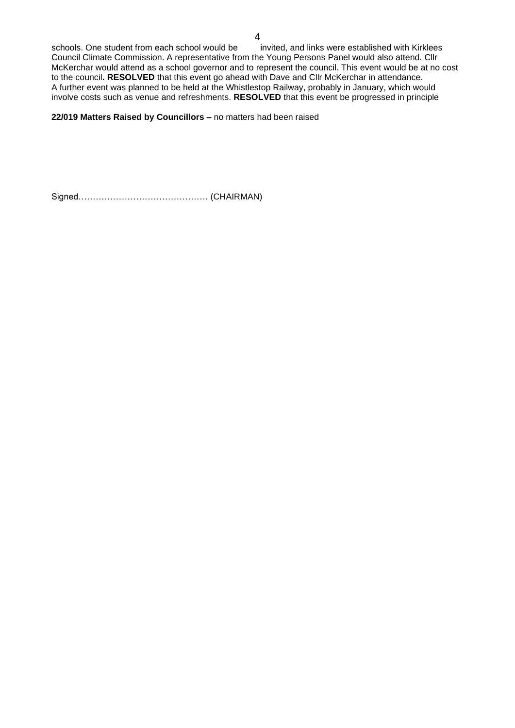schools. One student from each school would be invited, and links were established with Kirklees Council Climate Commission. A representative from the Young Persons Panel would also attend. Cllr McKerchar would attend as a school governor and to represent the council. This event would be at no cost to the council**. RESOLVED** that this event go ahead with Dave and Cllr McKerchar in attendance. A further event was planned to be held at the Whistlestop Railway, probably in January, which would involve costs such as venue and refreshments. **RESOLVED** that this event be progressed in principle

**22/019 Matters Raised by Councillors –** no matters had been raised

Signed……………………………………… (CHAIRMAN)